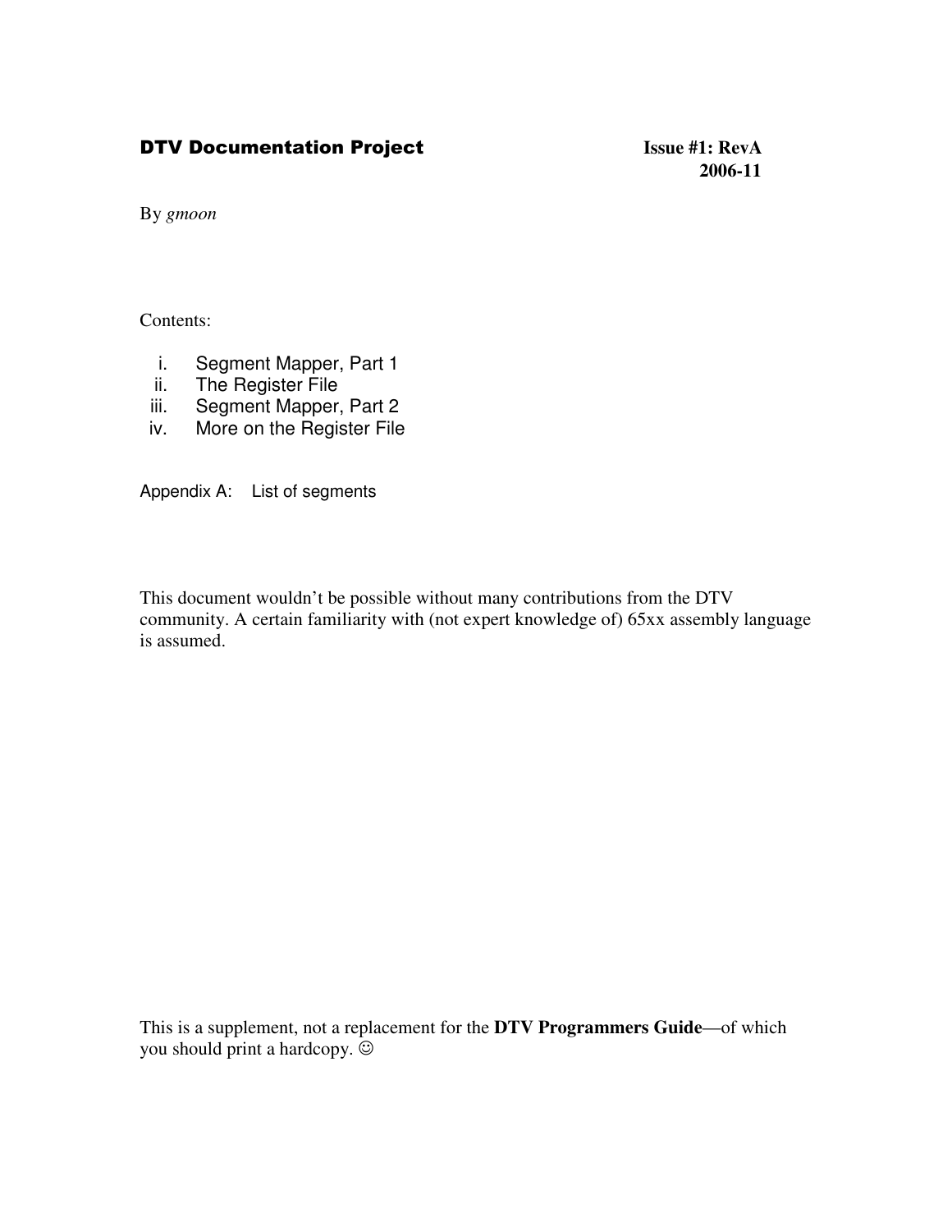# DTV Documentation Project

**Issue #1: RevA**
**2006-11**

By *gmoon*

Contents:

1. Segment Mapper, Part 1
2. The Register File
3. Segment Mapper, Part 2
4. More on the Register File

Appendix A: List of segments

This document wouldn't be possible without many contributions from the DTV community. A certain familiarity with (not expert knowledge of) 65xx assembly language is assumed.

This is a supplement, not a replacement for the **DTV Programmers Guide**—of which you should print a hardcopy. ☺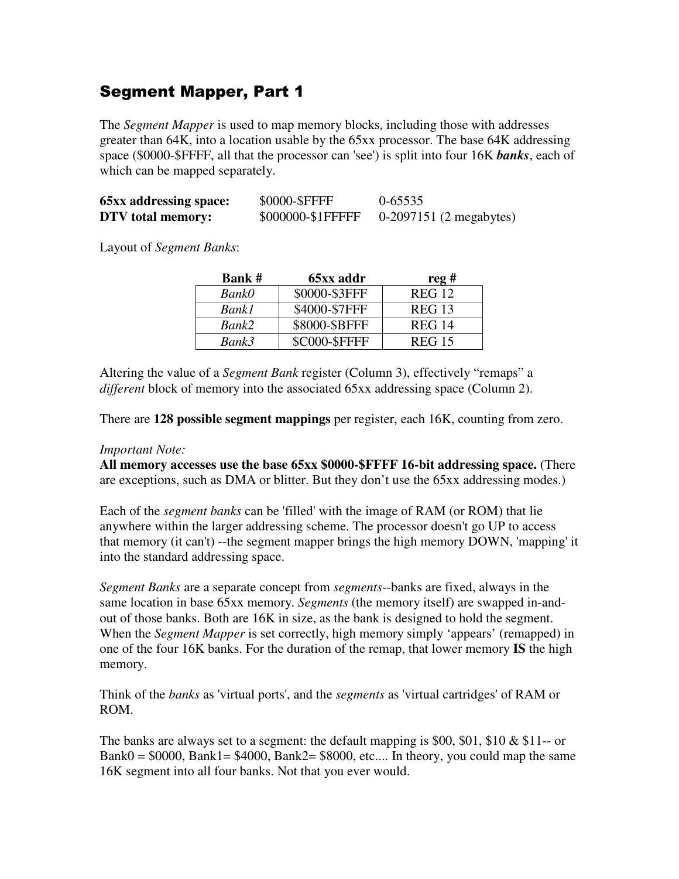## Segment Mapper, Part 1

The *Segment Mapper* is used to map memory blocks, including those with addresses greater than 64K, into a location usable by the 65xx processor. The base 64K addressing space ($0000-$FFFF, all that the processor can 'see') is split into four 16K ***banks***, each of which can be mapped separately.

| | | |
|---|---|---|
| **65xx addressing space:** | $0000-$FFFF | 0-65535 |
| **DTV total memory:** | $000000-$1FFFFF | 0-2097151 (2 megabytes) |

Layout of *Segment Banks*:

| Bank # | 65xx addr | reg # |
|---|---|---|
| *Bank0* | $0000-$3FFF | REG 12 |
| *Bank1* | $4000-$7FFF | REG 13 |
| *Bank2* | $8000-$BFFF | REG 14 |
| *Bank3* | $C000-$FFFF | REG 15 |

Altering the value of a *Segment Bank* register (Column 3), effectively "remaps" a *different* block of memory into the associated 65xx addressing space (Column 2).

There are **128 possible segment mappings** per register, each 16K, counting from zero.

*Important Note:*
**All memory accesses use the base 65xx $0000-$FFFF 16-bit addressing space.** (There are exceptions, such as DMA or blitter. But they don't use the 65xx addressing modes.)

Each of the *segment banks* can be 'filled' with the image of RAM (or ROM) that lie anywhere within the larger addressing scheme. The processor doesn't go UP to access that memory (it can't) --the segment mapper brings the high memory DOWN, 'mapping' it into the standard addressing space.

*Segment Banks* are a separate concept from *segments*--banks are fixed, always in the same location in base 65xx memory. *Segments* (the memory itself) are swapped in-and-out of those banks. Both are 16K in size, as the bank is designed to hold the segment. When the *Segment Mapper* is set correctly, high memory simply 'appears' (remapped) in one of the four 16K banks. For the duration of the remap, that lower memory **IS** the high memory.

Think of the *banks* as 'virtual ports', and the *segments* as 'virtual cartridges' of RAM or ROM.

The banks are always set to a segment: the default mapping is $00, $01, $10 & $11-- or Bank0 = $0000, Bank1= $4000, Bank2= $8000, etc.... In theory, you could map the same 16K segment into all four banks. Not that you ever would.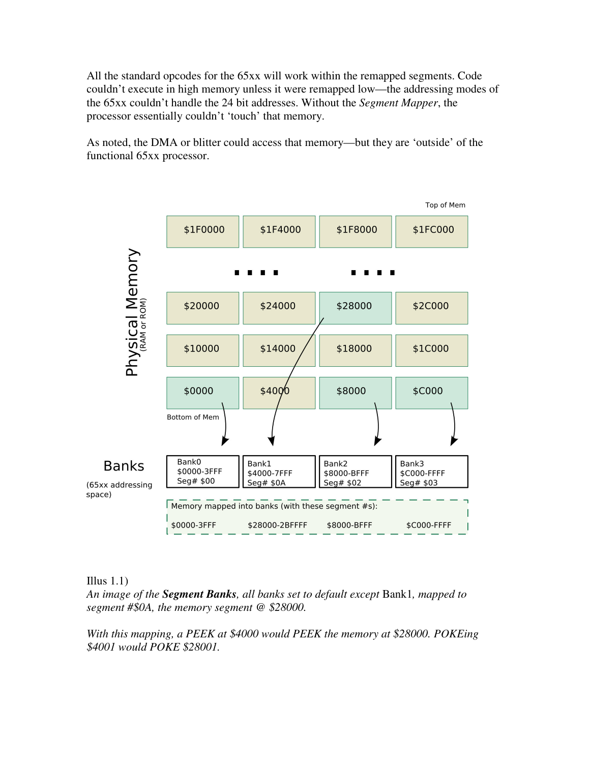All the standard opcodes for the 65xx will work within the remapped segments. Code couldn't execute in high memory unless it were remapped low—the addressing modes of the 65xx couldn't handle the 24 bit addresses. Without the *Segment Mapper*, the processor essentially couldn't 'touch' that memory.

As noted, the DMA or blitter could access that memory—but they are 'outside' of the functional 65xx processor.

Top of Mem

**Physical Memory** (RAM or ROM)

| | | | |
|---|---|---|---|
| $1F0000 | $1F4000 | $1F8000 | $1FC000 |
| .... | | .... | |
| $20000 | $24000 | $28000 | $2C000 |
| $10000 | $14000 | $18000 | $1C000 |
| $0000 | $4000 | $8000 | $C000 |

Bottom of Mem

**Banks** (65xx addressing space)

| Bank0 | Bank1 | Bank2 | Bank3 |
|---|---|---|---|
| $0000-3FFF | $4000-7FFF | $8000-BFFF | $C000-FFFF |
| Seg# $00 | Seg# $0A | Seg# $02 | Seg# $03 |

Memory mapped into banks (with these segment #s):

| | | | |
|---|---|---|---|
| $0000-3FFF | $28000-2BFFFF | $8000-BFFF | $C000-FFFF |

Illus 1.1)

*An image of the* ***Segment Banks****, all banks set to default except* Bank1, *mapped to segment #$0A, the memory segment @ $28000.*

*With this mapping, a PEEK at $4000 would PEEK the memory at $28000. POKEing $4001 would POKE $28001.*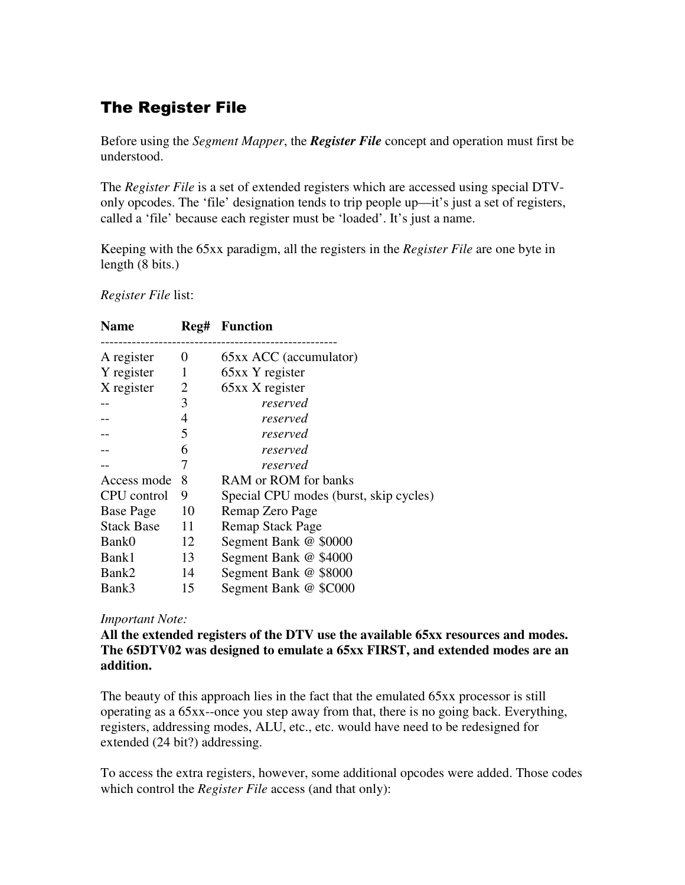## The Register File

Before using the *Segment Mapper*, the ***Register File*** concept and operation must first be understood.

The *Register File* is a set of extended registers which are accessed using special DTV-only opcodes. The 'file' designation tends to trip people up—it's just a set of registers, called a 'file' because each register must be 'loaded'. It's just a name.

Keeping with the 65xx paradigm, all the registers in the *Register File* are one byte in length (8 bits.)

*Register File* list:

| Name | Reg# | Function |
|---|---|---|
| A register | 0 | 65xx ACC (accumulator) |
| Y register | 1 | 65xx Y register |
| X register | 2 | 65xx X register |
| -- | 3 | *reserved* |
| -- | 4 | *reserved* |
| -- | 5 | *reserved* |
| -- | 6 | *reserved* |
| -- | 7 | *reserved* |
| Access mode | 8 | RAM or ROM for banks |
| CPU control | 9 | Special CPU modes (burst, skip cycles) |
| Base Page | 10 | Remap Zero Page |
| Stack Base | 11 | Remap Stack Page |
| Bank0 | 12 | Segment Bank @ $0000 |
| Bank1 | 13 | Segment Bank @ $4000 |
| Bank2 | 14 | Segment Bank @ $8000 |
| Bank3 | 15 | Segment Bank @ $C000 |

*Important Note:*

**All the extended registers of the DTV use the available 65xx resources and modes. The 65DTV02 was designed to emulate a 65xx FIRST, and extended modes are an addition.**

The beauty of this approach lies in the fact that the emulated 65xx processor is still operating as a 65xx--once you step away from that, there is no going back. Everything, registers, addressing modes, ALU, etc., etc. would have need to be redesigned for extended (24 bit?) addressing.

To access the extra registers, however, some additional opcodes were added. Those codes which control the *Register File* access (and that only):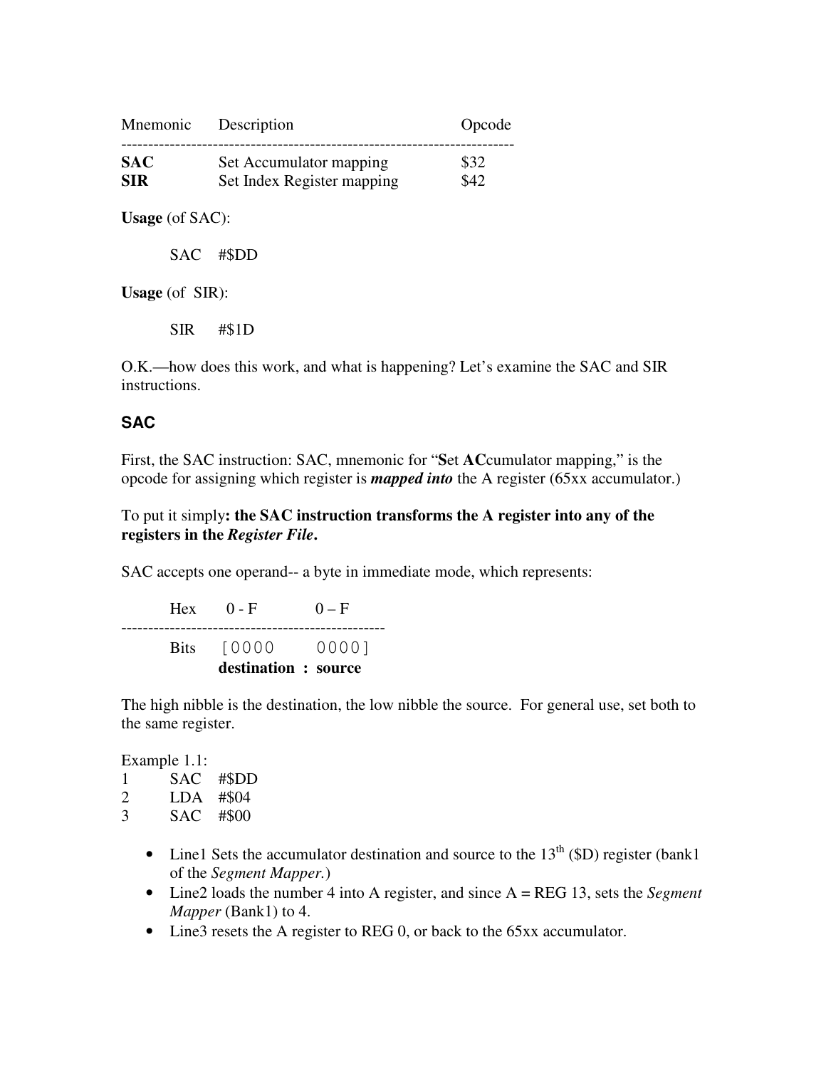| Mnemonic | Description | Opcode |
|---|---|---|
| **SAC** | Set Accumulator mapping | $32 |
| **SIR** | Set Index Register mapping | $42 |

**Usage** (of SAC):

```
SAC    #$DD
```

**Usage** (of SIR):

```
SIR    #$1D
```

O.K.—how does this work, and what is happening? Let's examine the SAC and SIR instructions.

### SAC

First, the SAC instruction: SAC, mnemonic for "**S**et **AC**cumulator mapping," is the opcode for assigning which register is ***mapped into*** the A register (65xx accumulator.)

To put it simply**: the SAC instruction transforms the A register into any of the registers in the *Register File*.**

SAC accepts one operand-- a byte in immediate mode, which represents:

| | | |
|---|---|---|
| Hex | 0 - F | 0 – F |
| Bits | [0000 | 0000] |
| | **destination** | **: source** |

The high nibble is the destination, the low nibble the source. For general use, set both to the same register.

Example 1.1:

```
1       SAC    #$DD
2       LDA    #$04
3       SAC    #$00
```

- Line1 Sets the accumulator destination and source to the 13th ($D) register (bank1 of the *Segment Mapper.*)
- Line2 loads the number 4 into A register, and since A = REG 13, sets the *Segment Mapper* (Bank1) to 4.
- Line3 resets the A register to REG 0, or back to the 65xx accumulator.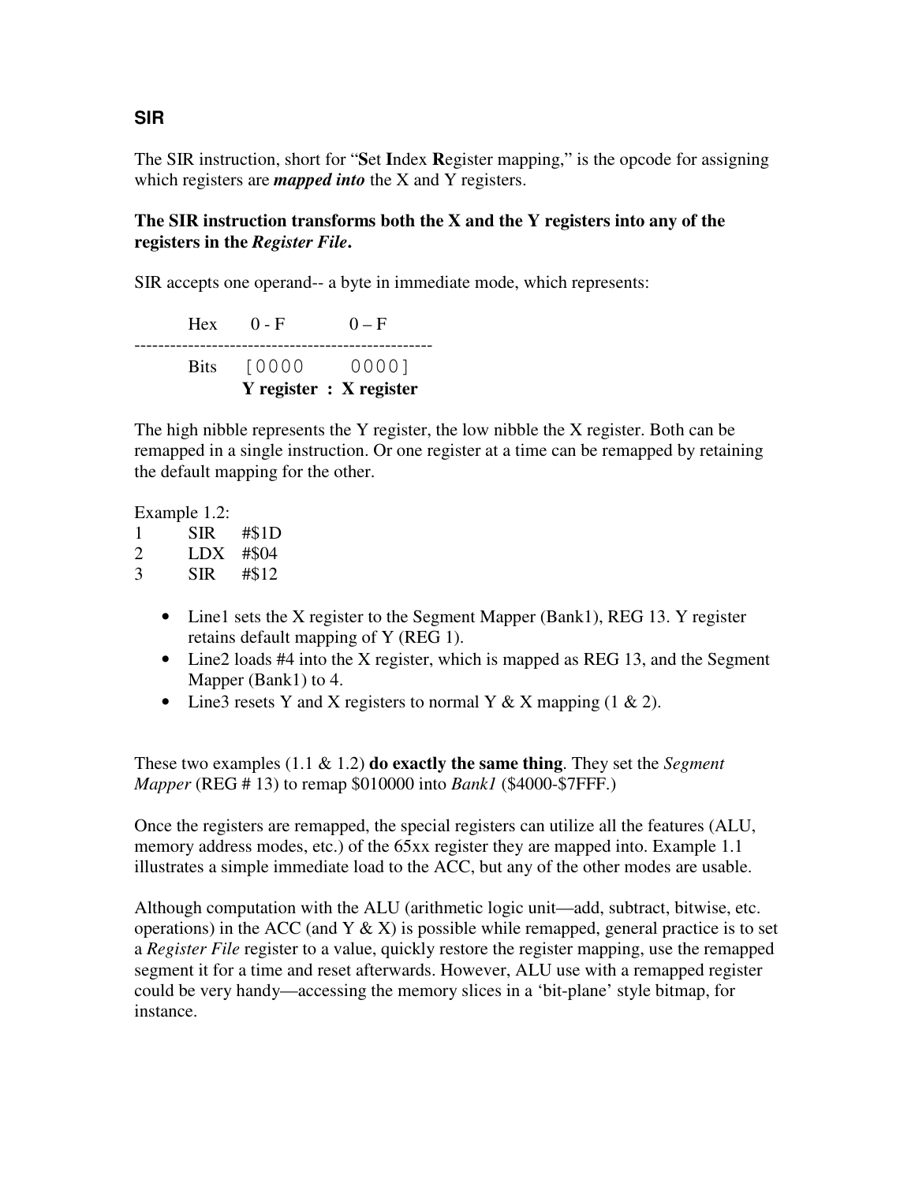### SIR

The SIR instruction, short for "**S**et **I**ndex **R**egister mapping," is the opcode for assigning which registers are ***mapped into*** the X and Y registers.

**The SIR instruction transforms both the X and the Y registers into any of the registers in the *Register File*.**

SIR accepts one operand-- a byte in immediate mode, which represents:

```
        Hex     0 - F          0 – F
-------------------------------------------------
        Bits    [0000          0000]
                Y register  :  X register
```

The high nibble represents the Y register, the low nibble the X register. Both can be remapped in a single instruction. Or one register at a time can be remapped by retaining the default mapping for the other.

Example 1.2:

```
1       SIR     #$1D
2       LDX     #$04
3       SIR     #$12
```

- Line1 sets the X register to the Segment Mapper (Bank1), REG 13. Y register retains default mapping of Y (REG 1).
- Line2 loads #4 into the X register, which is mapped as REG 13, and the Segment Mapper (Bank1) to 4.
- Line3 resets Y and X registers to normal Y & X mapping (1 & 2).

These two examples (1.1 & 1.2) **do exactly the same thing**. They set the *Segment Mapper* (REG # 13) to remap $010000 into *Bank1* ($4000-$7FFF.)

Once the registers are remapped, the special registers can utilize all the features (ALU, memory address modes, etc.) of the 65xx register they are mapped into. Example 1.1 illustrates a simple immediate load to the ACC, but any of the other modes are usable.

Although computation with the ALU (arithmetic logic unit—add, subtract, bitwise, etc. operations) in the ACC (and Y & X) is possible while remapped, general practice is to set a *Register File* register to a value, quickly restore the register mapping, use the remapped segment it for a time and reset afterwards. However, ALU use with a remapped register could be very handy—accessing the memory slices in a 'bit-plane' style bitmap, for instance.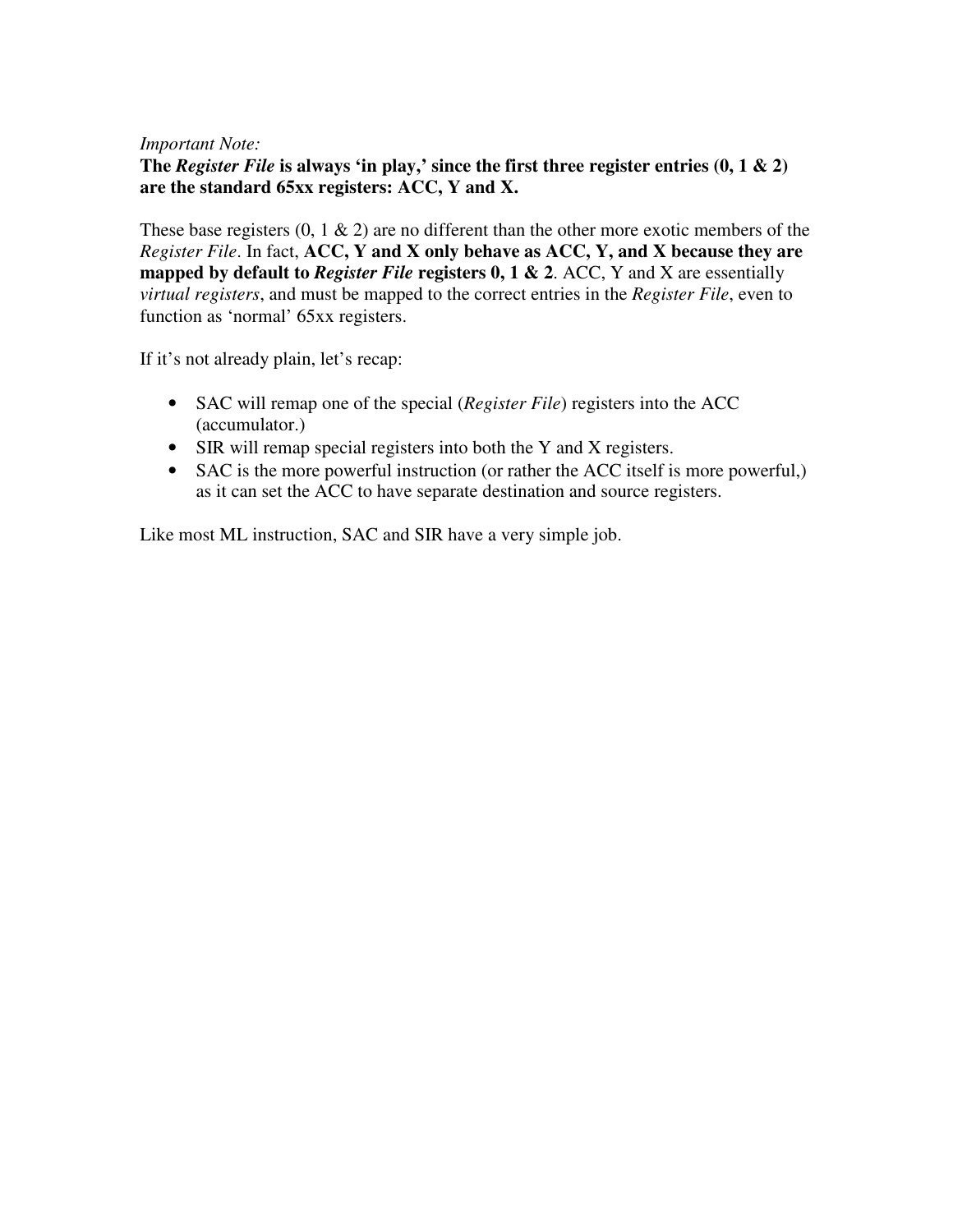*Important Note:*
**The *Register File* is always 'in play,' since the first three register entries (0, 1 & 2) are the standard 65xx registers: ACC, Y and X.**

These base registers (0, 1 & 2) are no different than the other more exotic members of the *Register File*. In fact, **ACC, Y and X only behave as ACC, Y, and X because they are mapped by default to *Register File* registers 0, 1 & 2**. ACC, Y and X are essentially *virtual registers*, and must be mapped to the correct entries in the *Register File*, even to function as 'normal' 65xx registers.

If it's not already plain, let's recap:

- SAC will remap one of the special (*Register File*) registers into the ACC (accumulator.)
- SIR will remap special registers into both the Y and X registers.
- SAC is the more powerful instruction (or rather the ACC itself is more powerful,) as it can set the ACC to have separate destination and source registers.

Like most ML instruction, SAC and SIR have a very simple job.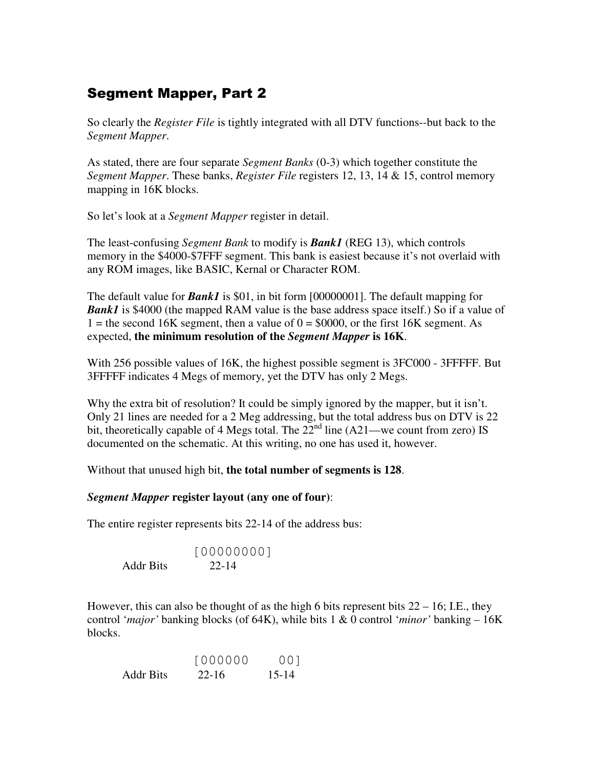## Segment Mapper, Part 2

So clearly the *Register File* is tightly integrated with all DTV functions--but back to the *Segment Mapper*.

As stated, there are four separate *Segment Banks* (0-3) which together constitute the *Segment Mapper*. These banks, *Register File* registers 12, 13, 14 & 15, control memory mapping in 16K blocks.

So let's look at a *Segment Mapper* register in detail.

The least-confusing *Segment Bank* to modify is ***Bank1*** (REG 13), which controls memory in the $4000-$7FFF segment. This bank is easiest because it's not overlaid with any ROM images, like BASIC, Kernal or Character ROM.

The default value for ***Bank1*** is $01, in bit form [00000001]. The default mapping for ***Bank1*** is $4000 (the mapped RAM value is the base address space itself.) So if a value of 1 = the second 16K segment, then a value of 0 = $0000, or the first 16K segment. As expected, **the minimum resolution of the *Segment Mapper* is 16K**.

With 256 possible values of 16K, the highest possible segment is 3FC000 - 3FFFFF. But 3FFFFF indicates 4 Megs of memory, yet the DTV has only 2 Megs.

Why the extra bit of resolution? It could be simply ignored by the mapper, but it isn't. Only 21 lines are needed for a 2 Meg addressing, but the total address bus on DTV is 22 bit, theoretically capable of 4 Megs total. The 22nd line (A21—we count from zero) IS documented on the schematic. At this writing, no one has used it, however.

Without that unused high bit, **the total number of segments is 128**.

***Segment Mapper* register layout (any one of four)**:

The entire register represents bits 22-14 of the address bus:

```
              [00000000]
Addr Bits        22-14
```

However, this can also be thought of as the high 6 bits represent bits 22 – 16; I.E., they control '*major'* banking blocks (of 64K), while bits 1 & 0 control '*minor'* banking – 16K blocks.

```
              [000000     00]
Addr Bits      22-16      15-14
```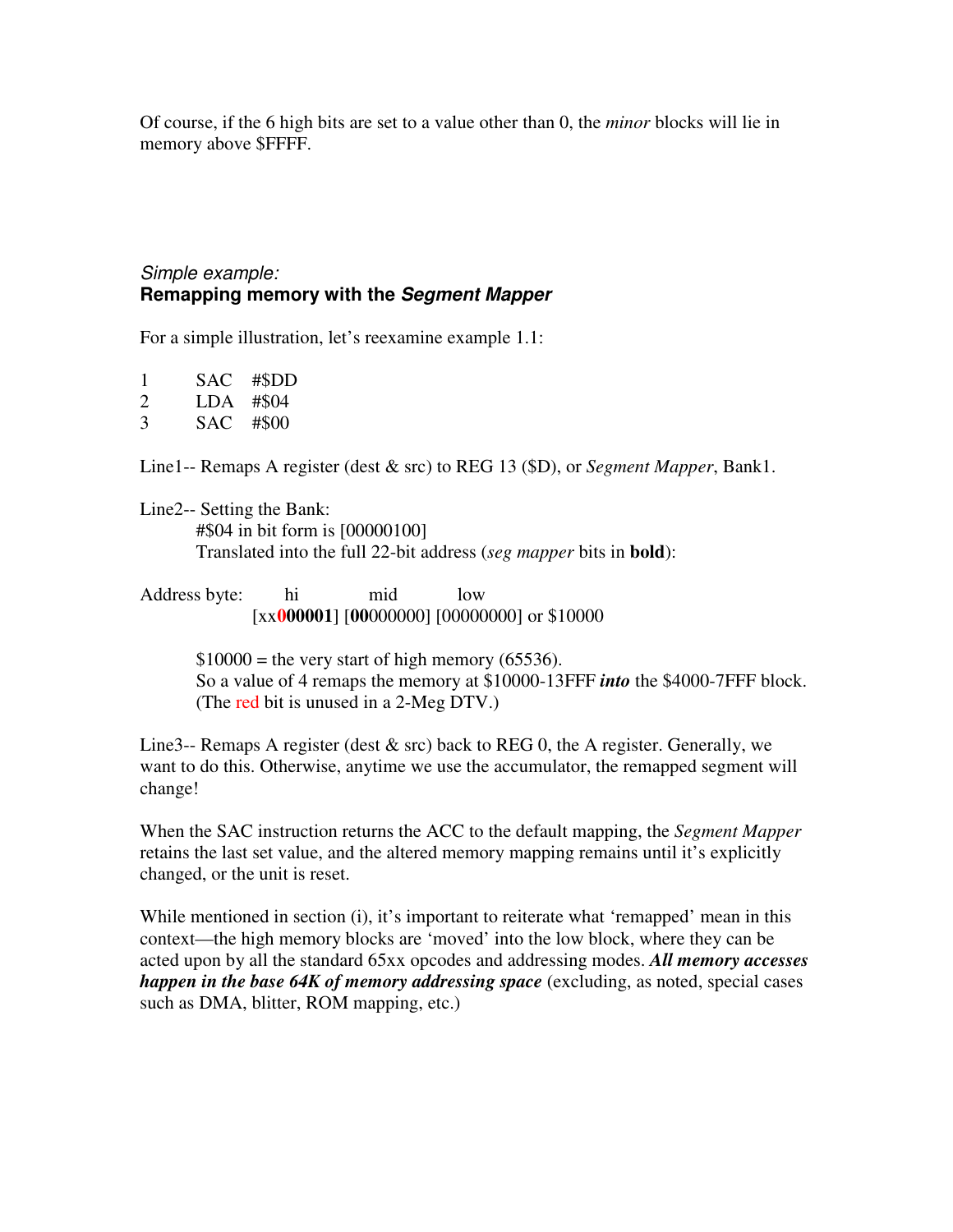Of course, if the 6 high bits are set to a value other than 0, the *minor* blocks will lie in memory above $FFFF.

*Simple example:*
**Remapping memory with the *Segment Mapper***

For a simple illustration, let's reexamine example 1.1:

```
1       SAC   #$DD
2       LDA   #$04
3       SAC   #$00
```

Line1-- Remaps A register (dest & src) to REG 13 ($D), or *Segment Mapper*, Bank1.

Line2-- Setting the Bank:

#$04 in bit form is [00000100]

Translated into the full 22-bit address (*seg mapper* bits in **bold**):

Address byte: hi mid low

[xx**000001**] [**00**000000] [00000000] or $10000

$10000 = the very start of high memory (65536).

So a value of 4 remaps the memory at $10000-13FFF ***into*** the $4000-7FFF block.

(The red bit is unused in a 2-Meg DTV.)

Line3-- Remaps A register (dest & src) back to REG 0, the A register. Generally, we want to do this. Otherwise, anytime we use the accumulator, the remapped segment will change!

When the SAC instruction returns the ACC to the default mapping, the *Segment Mapper* retains the last set value, and the altered memory mapping remains until it's explicitly changed, or the unit is reset.

While mentioned in section (i), it's important to reiterate what 'remapped' mean in this context—the high memory blocks are 'moved' into the low block, where they can be acted upon by all the standard 65xx opcodes and addressing modes. ***All memory accesses happen in the base 64K of memory addressing space*** (excluding, as noted, special cases such as DMA, blitter, ROM mapping, etc.)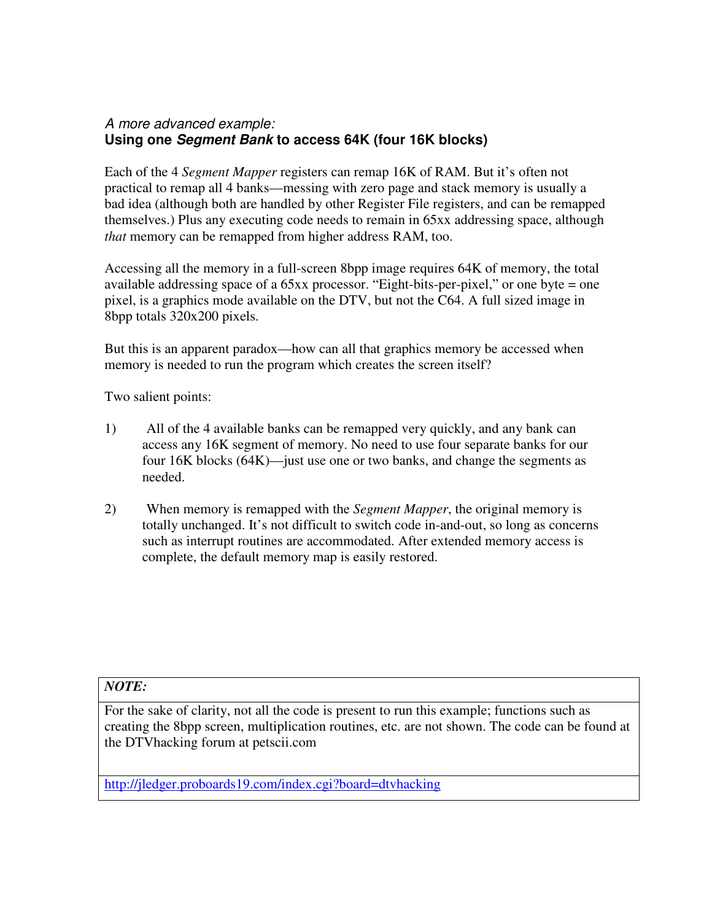*A more advanced example:*

## Using one ***Segment Bank*** to access 64K (four 16K blocks)

Each of the 4 *Segment Mapper* registers can remap 16K of RAM. But it's often not practical to remap all 4 banks—messing with zero page and stack memory is usually a bad idea (although both are handled by other Register File registers, and can be remapped themselves.) Plus any executing code needs to remain in 65xx addressing space, although *that* memory can be remapped from higher address RAM, too.

Accessing all the memory in a full-screen 8bpp image requires 64K of memory, the total available addressing space of a 65xx processor. "Eight-bits-per-pixel," or one byte = one pixel, is a graphics mode available on the DTV, but not the C64. A full sized image in 8bpp totals 320x200 pixels.

But this is an apparent paradox—how can all that graphics memory be accessed when memory is needed to run the program which creates the screen itself?

Two salient points:

1) All of the 4 available banks can be remapped very quickly, and any bank can access any 16K segment of memory. No need to use four separate banks for our four 16K blocks (64K)—just use one or two banks, and change the segments as needed.

2) When memory is remapped with the *Segment Mapper*, the original memory is totally unchanged. It's not difficult to switch code in-and-out, so long as concerns such as interrupt routines are accommodated. After extended memory access is complete, the default memory map is easily restored.

| ***NOTE:*** |
| --- |
| For the sake of clarity, not all the code is present to run this example; functions such as creating the 8bpp screen, multiplication routines, etc. are not shown. The code can be found at the DTVhacking forum at petscii.com |
| http://jledger.proboards19.com/index.cgi?board=dtvhacking |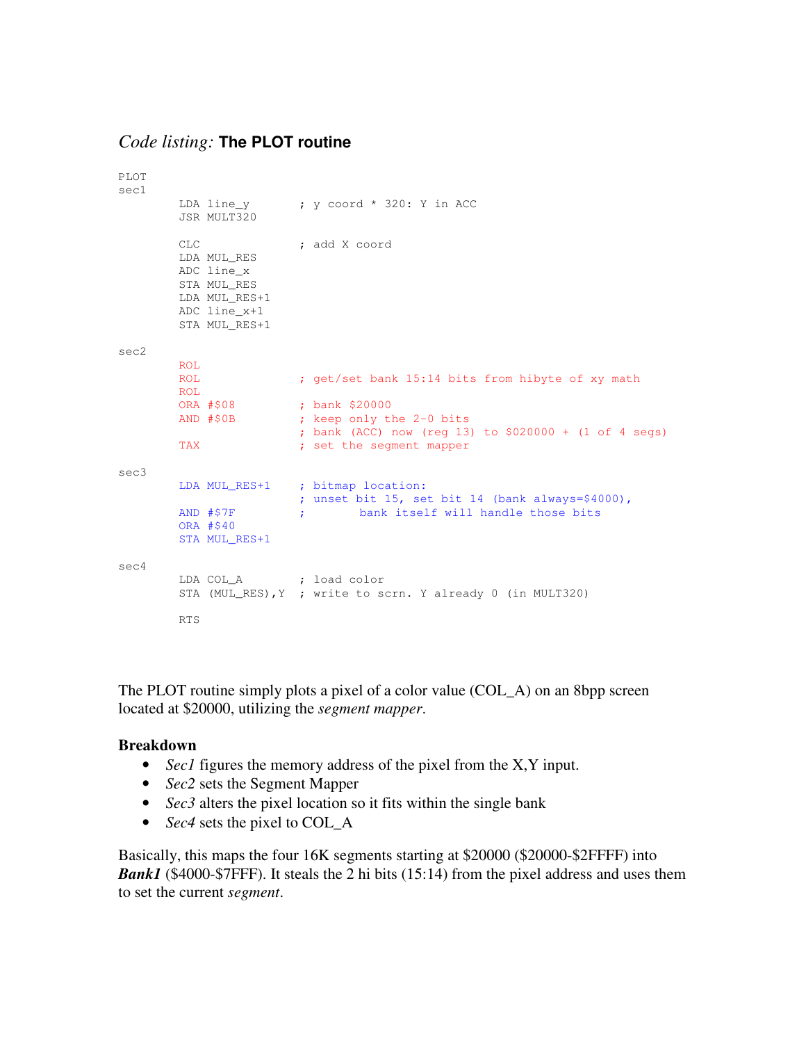## *Code listing:* **The PLOT routine**

```
PLOT
sec1
        LDA line_y       ; y coord * 320: Y in ACC
        JSR MULT320

        CLC              ; add X coord
        LDA MUL_RES
        ADC line_x
        STA MUL_RES
        LDA MUL_RES+1
        ADC line_x+1
        STA MUL_RES+1

sec2
        ROL
        ROL              ; get/set bank 15:14 bits from hibyte of xy math
        ROL
        ORA #$08         ; bank $20000
        AND #$0B         ; keep only the 2-0 bits
                         ; bank (ACC) now (reg 13) to $020000 + (1 of 4 segs)
        TAX              ; set the segment mapper

sec3
        LDA MUL_RES+1    ; bitmap location:
                         ; unset bit 15, set bit 14 (bank always=$4000),
        AND #$7F         ;        bank itself will handle those bits
        ORA #$40
        STA MUL_RES+1

sec4
        LDA COL_A        ; load color
        STA (MUL_RES),Y  ; write to scrn. Y already 0 (in MULT320)

        RTS
```

The PLOT routine simply plots a pixel of a color value (COL_A) on an 8bpp screen located at $20000, utilizing the *segment mapper*.

**Breakdown**

- *Sec1* figures the memory address of the pixel from the X,Y input.
- *Sec2* sets the Segment Mapper
- *Sec3* alters the pixel location so it fits within the single bank
- *Sec4* sets the pixel to COL_A

Basically, this maps the four 16K segments starting at $20000 ($20000-$2FFFF) into ***Bank1*** ($4000-$7FFF). It steals the 2 hi bits (15:14) from the pixel address and uses them to set the current *segment*.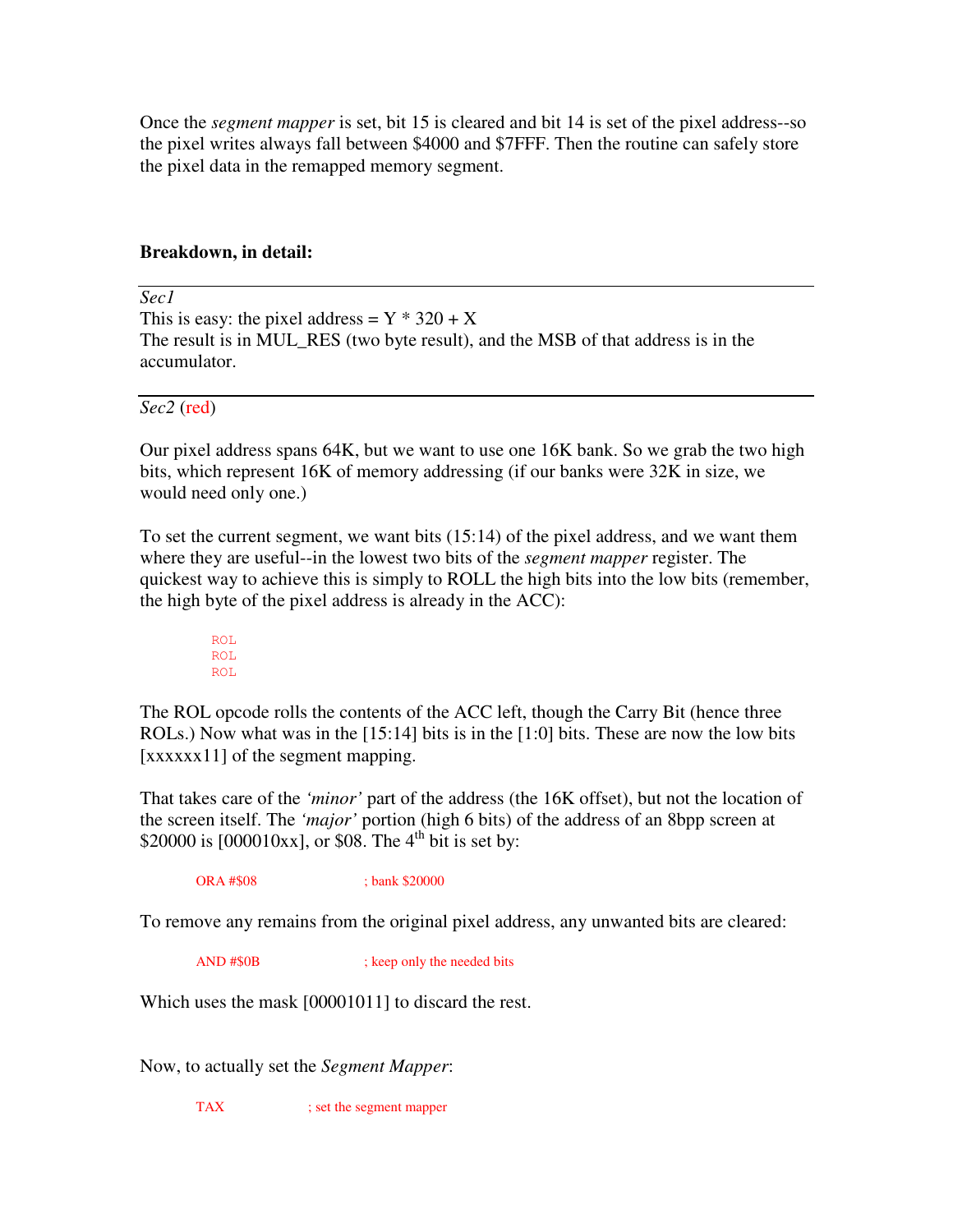Once the *segment mapper* is set, bit 15 is cleared and bit 14 is set of the pixel address--so the pixel writes always fall between $4000 and $7FFF. Then the routine can safely store the pixel data in the remapped memory segment.

**Breakdown, in detail:**

---

*Sec1*
This is easy: the pixel address = Y * 320 + X
The result is in MUL_RES (two byte result), and the MSB of that address is in the accumulator.

---

*Sec2* (red)

Our pixel address spans 64K, but we want to use one 16K bank. So we grab the two high bits, which represent 16K of memory addressing (if our banks were 32K in size, we would need only one.)

To set the current segment, we want bits (15:14) of the pixel address, and we want them where they are useful--in the lowest two bits of the *segment mapper* register. The quickest way to achieve this is simply to ROLL the high bits into the low bits (remember, the high byte of the pixel address is already in the ACC):

```
ROL
ROL
ROL
```

The ROL opcode rolls the contents of the ACC left, though the Carry Bit (hence three ROLs.) Now what was in the [15:14] bits is in the [1:0] bits. These are now the low bits [xxxxxx11] of the segment mapping.

That takes care of the *'minor'* part of the address (the 16K offset), but not the location of the screen itself. The *'major'* portion (high 6 bits) of the address of an 8bpp screen at $20000 is [000010xx], or $08. The 4th bit is set by:

```
ORA #$08                ; bank $20000
```

To remove any remains from the original pixel address, any unwanted bits are cleared:

```
AND #$0B                ; keep only the needed bits
```

Which uses the mask [00001011] to discard the rest.

Now, to actually set the *Segment Mapper*:

```
TAX             ; set the segment mapper
```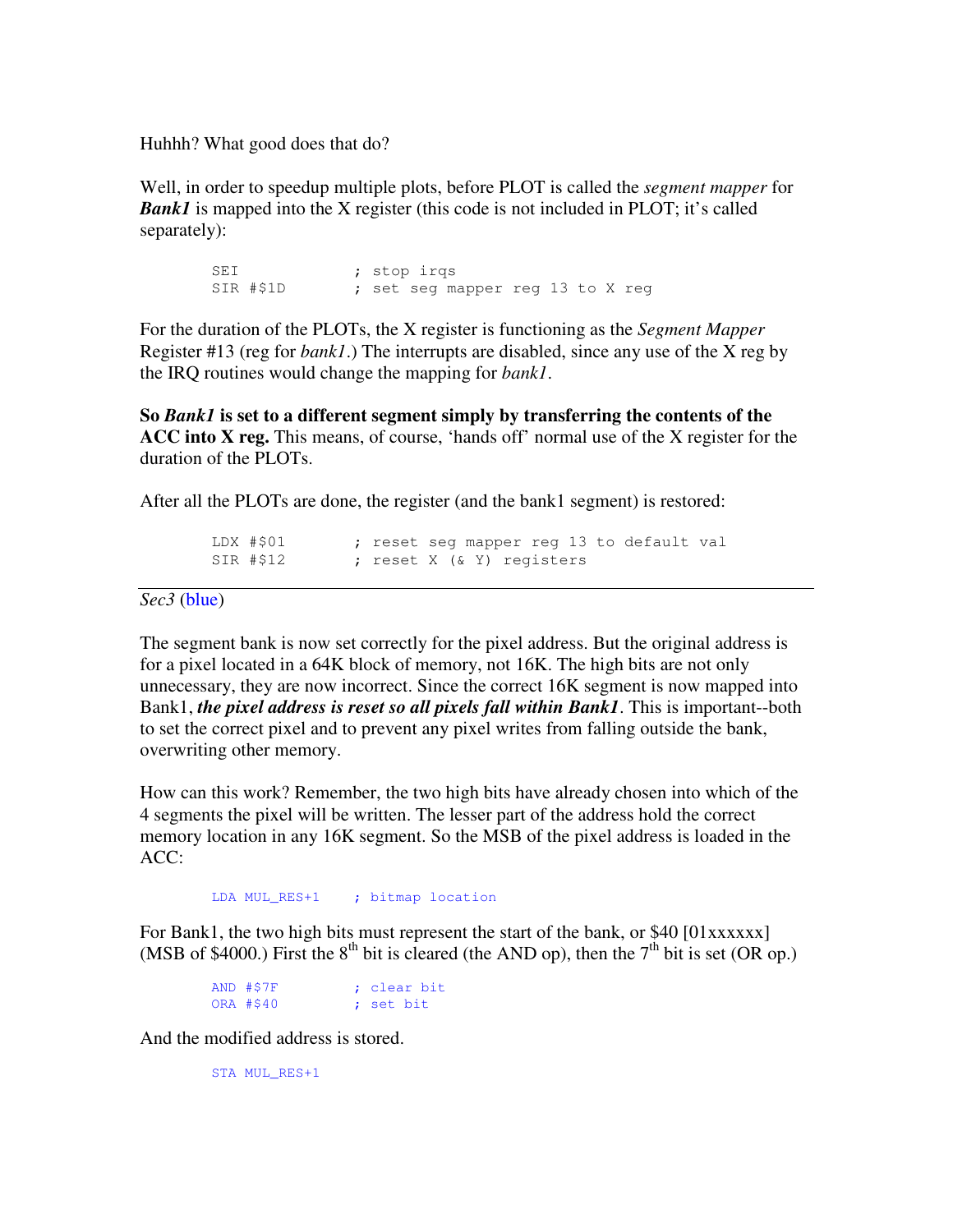Huhhh? What good does that do?

Well, in order to speedup multiple plots, before PLOT is called the *segment mapper* for ***Bank1*** is mapped into the X register (this code is not included in PLOT; it's called separately):

```
SEI             ; stop irqs
SIR #$1D        ; set seg mapper reg 13 to X reg
```

For the duration of the PLOTs, the X register is functioning as the *Segment Mapper* Register #13 (reg for *bank1*.) The interrupts are disabled, since any use of the X reg by the IRQ routines would change the mapping for *bank1*.

**So *Bank1* is set to a different segment simply by transferring the contents of the ACC into X reg.** This means, of course, 'hands off' normal use of the X register for the duration of the PLOTs.

After all the PLOTs are done, the register (and the bank1 segment) is restored:

```
LDX #$01        ; reset seg mapper reg 13 to default val
SIR #$12        ; reset X (& Y) registers
```

---

*Sec3* (blue)

The segment bank is now set correctly for the pixel address. But the original address is for a pixel located in a 64K block of memory, not 16K. The high bits are not only unnecessary, they are now incorrect. Since the correct 16K segment is now mapped into Bank1, ***the pixel address is reset so all pixels fall within Bank1***. This is important--both to set the correct pixel and to prevent any pixel writes from falling outside the bank, overwriting other memory.

How can this work? Remember, the two high bits have already chosen into which of the 4 segments the pixel will be written. The lesser part of the address hold the correct memory location in any 16K segment. So the MSB of the pixel address is loaded in the ACC:

```
LDA MUL_RES+1    ; bitmap location
```

For Bank1, the two high bits must represent the start of the bank, or $40 [01xxxxxx] (MSB of $4000.) First the 8th bit is cleared (the AND op), then the 7th bit is set (OR op.)

```
AND #$7F        ; clear bit
ORA #$40        ; set bit
```

And the modified address is stored.

```
STA MUL_RES+1
```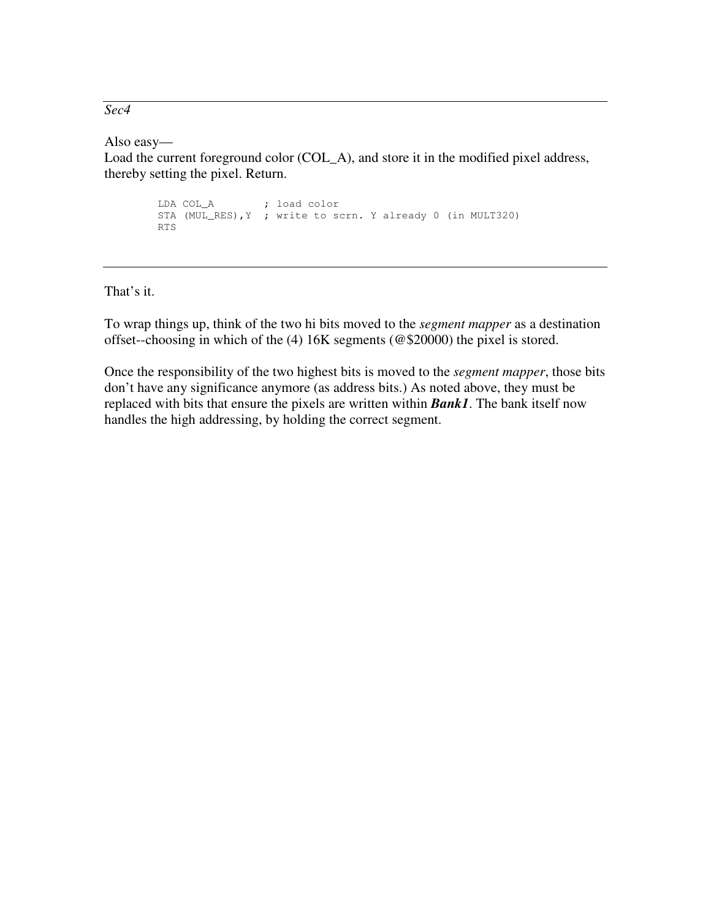*Sec4*

Also easy—
Load the current foreground color (COL_A), and store it in the modified pixel address, thereby setting the pixel. Return.

```
        LDA COL_A        ; load color
        STA (MUL_RES),Y  ; write to scrn. Y already 0 (in MULT320)
        RTS
```

---

That's it.

To wrap things up, think of the two hi bits moved to the *segment mapper* as a destination offset--choosing in which of the (4) 16K segments (@$20000) the pixel is stored.

Once the responsibility of the two highest bits is moved to the *segment mapper*, those bits don't have any significance anymore (as address bits.) As noted above, they must be replaced with bits that ensure the pixels are written within ***Bank1***. The bank itself now handles the high addressing, by holding the correct segment.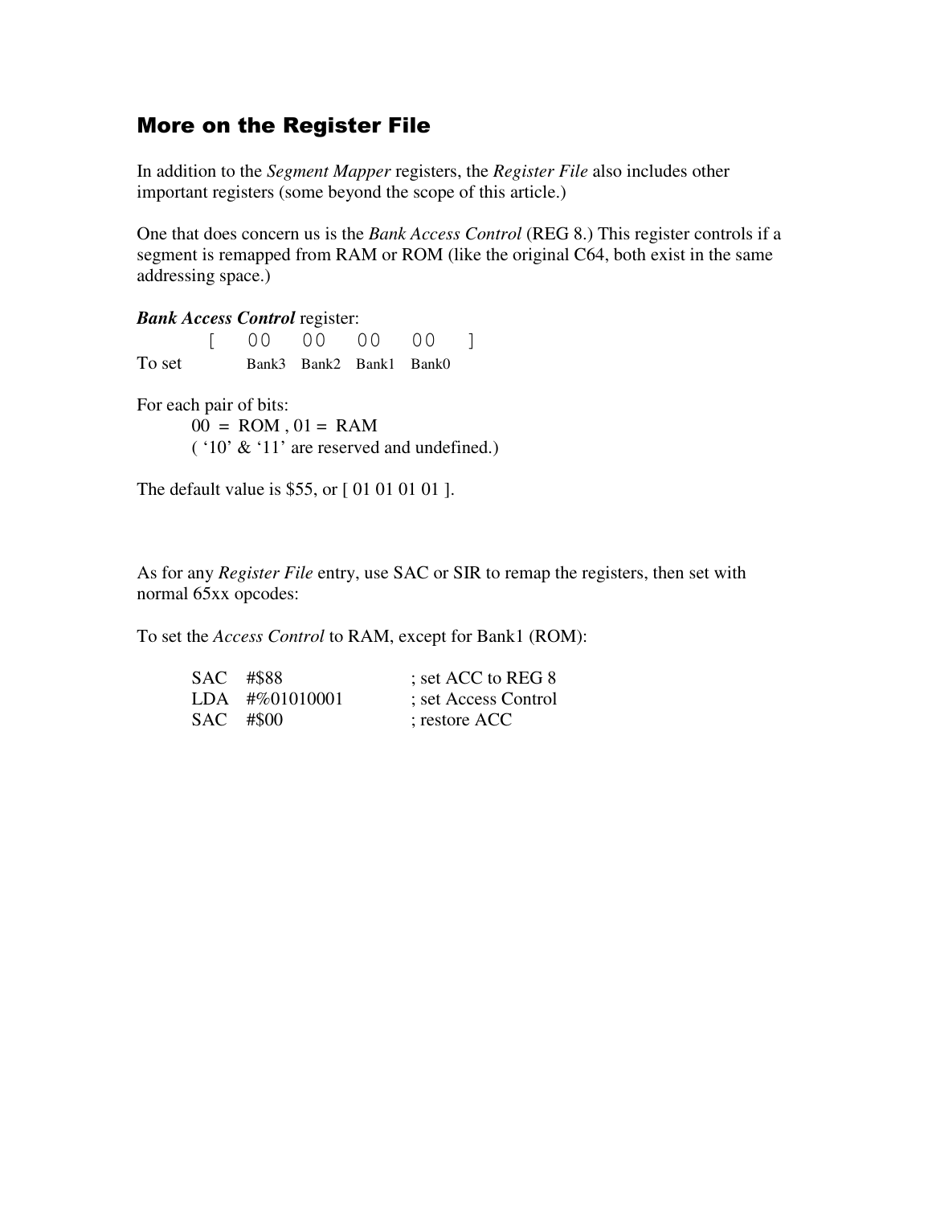## More on the Register File

In addition to the *Segment Mapper* registers, the *Register File* also includes other important registers (some beyond the scope of this article.)

One that does concern us is the *Bank Access Control* (REG 8.) This register controls if a segment is remapped from RAM or ROM (like the original C64, both exist in the same addressing space.)

***Bank Access Control*** register:

```
        [   00     00     00     00   ]
To set      Bank3  Bank2  Bank1  Bank0
```

For each pair of bits:

00 = ROM , 01 = RAM
( '10' & '11' are reserved and undefined.)

The default value is $55, or [ 01 01 01 01 ].

As for any *Register File* entry, use SAC or SIR to remap the registers, then set with normal 65xx opcodes:

To set the *Access Control* to RAM, except for Bank1 (ROM):

```
SAC   #$88            ; set ACC to REG 8
LDA   #%01010001      ; set Access Control
SAC   #$00            ; restore ACC
```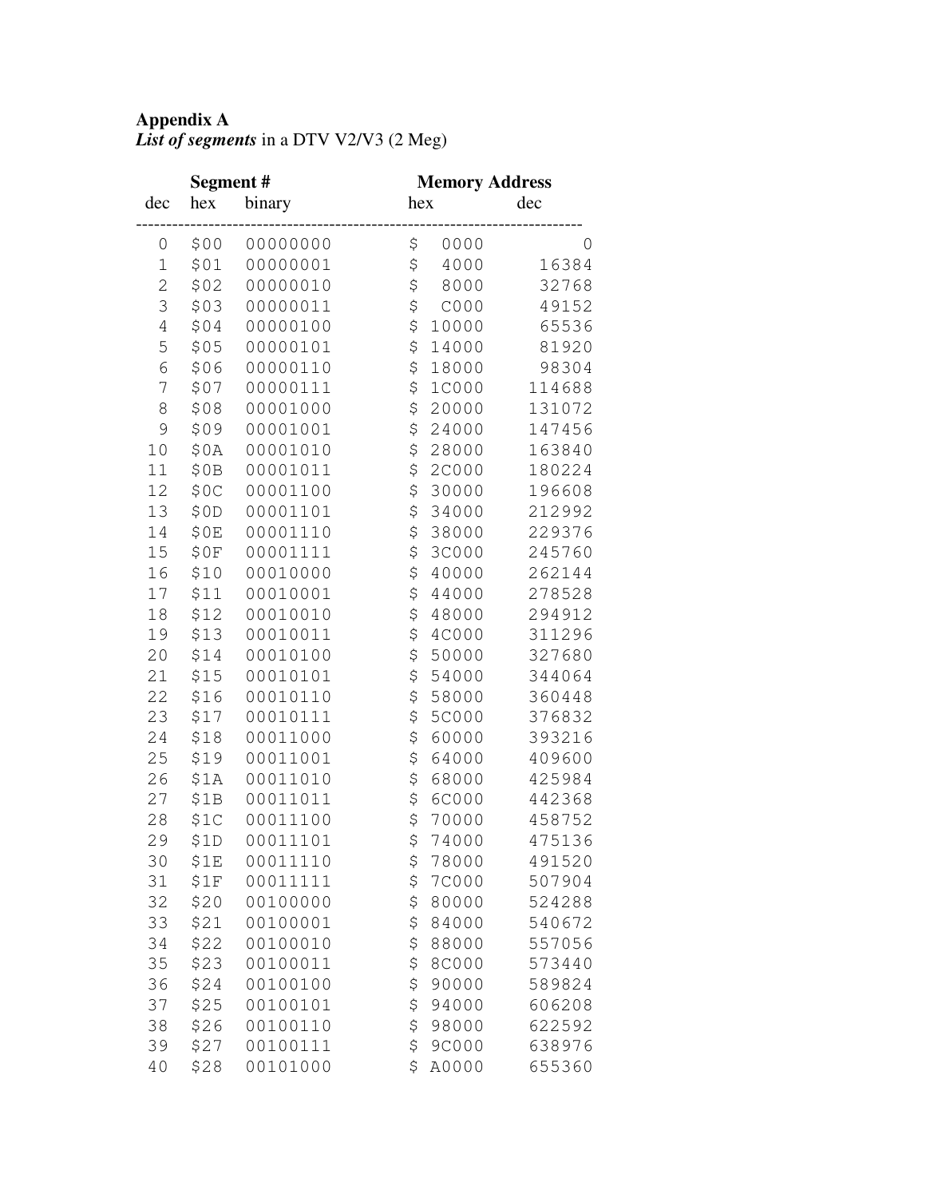**Appendix A**
***List of segments*** in a DTV V2/V3 (2 Meg)

| Segment # | | | Memory Address | |
|---|---|---|---|---|
| dec | hex | binary | hex | dec |
| 0 | $00 | 00000000 | $ 0000 | 0 |
| 1 | $01 | 00000001 | $ 4000 | 16384 |
| 2 | $02 | 00000010 | $ 8000 | 32768 |
| 3 | $03 | 00000011 | $ C000 | 49152 |
| 4 | $04 | 00000100 | $ 10000 | 65536 |
| 5 | $05 | 00000101 | $ 14000 | 81920 |
| 6 | $06 | 00000110 | $ 18000 | 98304 |
| 7 | $07 | 00000111 | $ 1C000 | 114688 |
| 8 | $08 | 00001000 | $ 20000 | 131072 |
| 9 | $09 | 00001001 | $ 24000 | 147456 |
| 10 | $0A | 00001010 | $ 28000 | 163840 |
| 11 | $0B | 00001011 | $ 2C000 | 180224 |
| 12 | $0C | 00001100 | $ 30000 | 196608 |
| 13 | $0D | 00001101 | $ 34000 | 212992 |
| 14 | $0E | 00001110 | $ 38000 | 229376 |
| 15 | $0F | 00001111 | $ 3C000 | 245760 |
| 16 | $10 | 00010000 | $ 40000 | 262144 |
| 17 | $11 | 00010001 | $ 44000 | 278528 |
| 18 | $12 | 00010010 | $ 48000 | 294912 |
| 19 | $13 | 00010011 | $ 4C000 | 311296 |
| 20 | $14 | 00010100 | $ 50000 | 327680 |
| 21 | $15 | 00010101 | $ 54000 | 344064 |
| 22 | $16 | 00010110 | $ 58000 | 360448 |
| 23 | $17 | 00010111 | $ 5C000 | 376832 |
| 24 | $18 | 00011000 | $ 60000 | 393216 |
| 25 | $19 | 00011001 | $ 64000 | 409600 |
| 26 | $1A | 00011010 | $ 68000 | 425984 |
| 27 | $1B | 00011011 | $ 6C000 | 442368 |
| 28 | $1C | 00011100 | $ 70000 | 458752 |
| 29 | $1D | 00011101 | $ 74000 | 475136 |
| 30 | $1E | 00011110 | $ 78000 | 491520 |
| 31 | $1F | 00011111 | $ 7C000 | 507904 |
| 32 | $20 | 00100000 | $ 80000 | 524288 |
| 33 | $21 | 00100001 | $ 84000 | 540672 |
| 34 | $22 | 00100010 | $ 88000 | 557056 |
| 35 | $23 | 00100011 | $ 8C000 | 573440 |
| 36 | $24 | 00100100 | $ 90000 | 589824 |
| 37 | $25 | 00100101 | $ 94000 | 606208 |
| 38 | $26 | 00100110 | $ 98000 | 622592 |
| 39 | $27 | 00100111 | $ 9C000 | 638976 |
| 40 | $28 | 00101000 | $ A0000 | 655360 |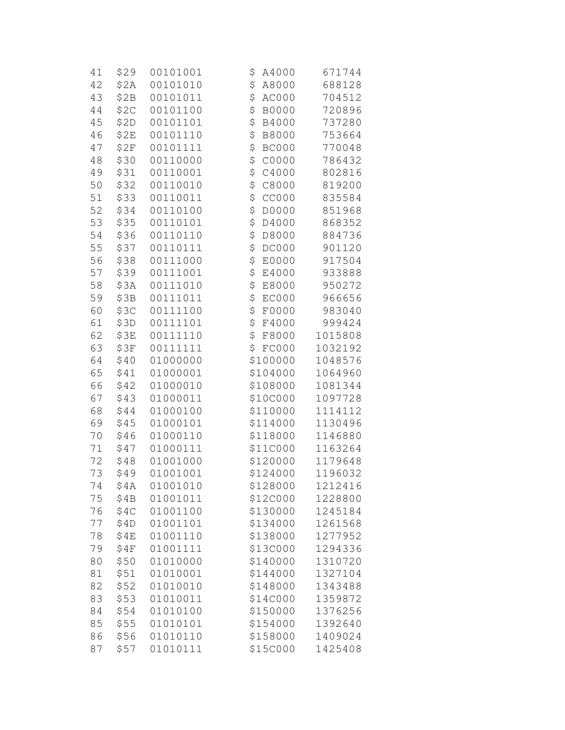```
41  $29  00101001       $ A4000    671744
42  $2A  00101010       $ A8000    688128
43  $2B  00101011       $ AC000    704512
44  $2C  00101100       $ B0000    720896
45  $2D  00101101       $ B4000    737280
46  $2E  00101110       $ B8000    753664
47  $2F  00101111       $ BC000    770048
48  $30  00110000       $ C0000    786432
49  $31  00110001       $ C4000    802816
50  $32  00110010       $ C8000    819200
51  $33  00110011       $ CC000    835584
52  $34  00110100       $ D0000    851968
53  $35  00110101       $ D4000    868352
54  $36  00110110       $ D8000    884736
55  $37  00110111       $ DC000    901120
56  $38  00111000       $ E0000    917504
57  $39  00111001       $ E4000    933888
58  $3A  00111010       $ E8000    950272
59  $3B  00111011       $ EC000    966656
60  $3C  00111100       $ F0000    983040
61  $3D  00111101       $ F4000    999424
62  $3E  00111110       $ F8000   1015808
63  $3F  00111111       $ FC000   1032192
64  $40  01000000       $100000   1048576
65  $41  01000001       $104000   1064960
66  $42  01000010       $108000   1081344
67  $43  01000011       $10C000   1097728
68  $44  01000100       $110000   1114112
69  $45  01000101       $114000   1130496
70  $46  01000110       $118000   1146880
71  $47  01000111       $11C000   1163264
72  $48  01001000       $120000   1179648
73  $49  01001001       $124000   1196032
74  $4A  01001010       $128000   1212416
75  $4B  01001011       $12C000   1228800
76  $4C  01001100       $130000   1245184
77  $4D  01001101       $134000   1261568
78  $4E  01001110       $138000   1277952
79  $4F  01001111       $13C000   1294336
80  $50  01010000       $140000   1310720
81  $51  01010001       $144000   1327104
82  $52  01010010       $148000   1343488
83  $53  01010011       $14C000   1359872
84  $54  01010100       $150000   1376256
85  $55  01010101       $154000   1392640
86  $56  01010110       $158000   1409024
87  $57  01010111       $15C000   1425408
```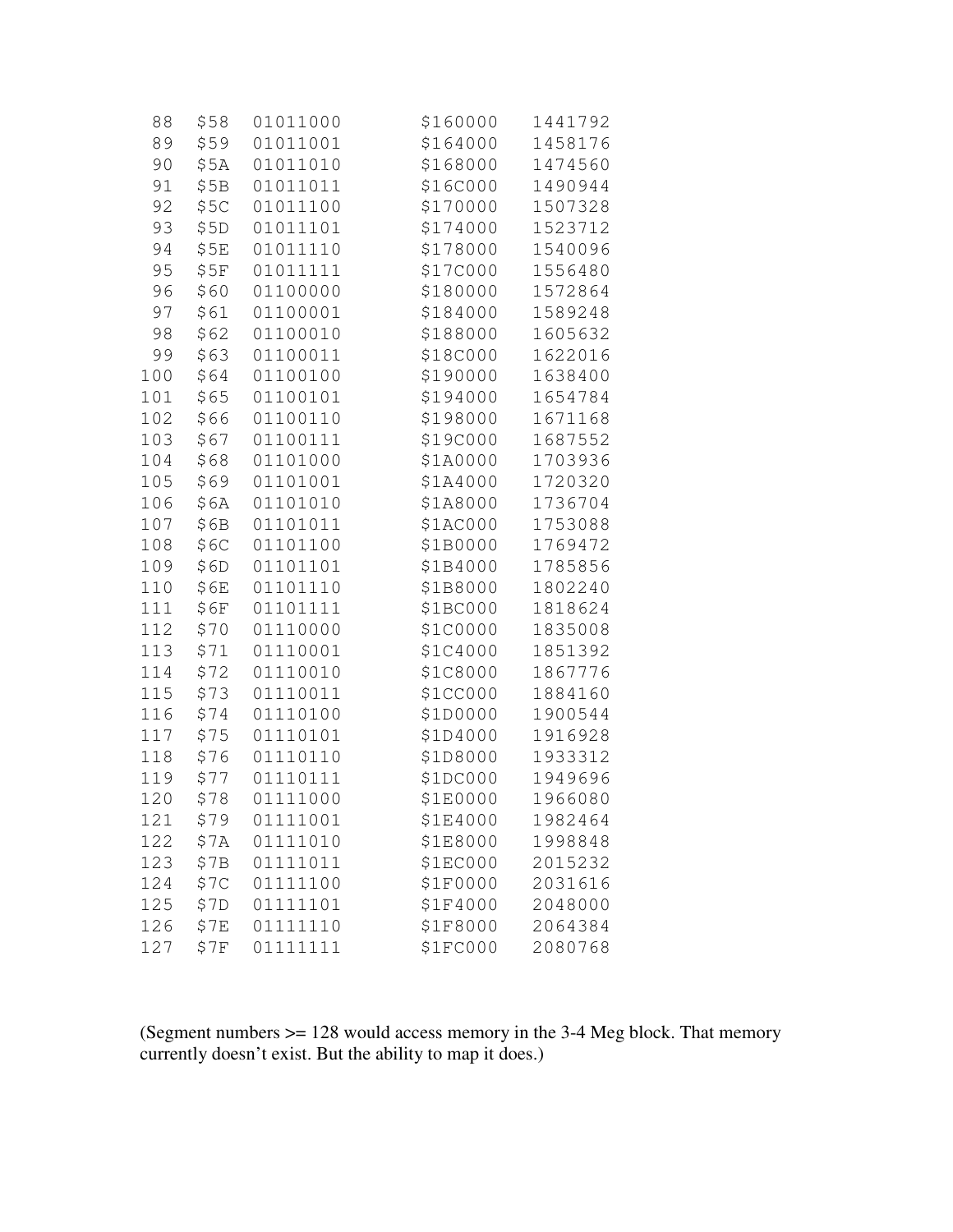| | | | | |
|---|---|---|---|---|
| 88 | $58 | 01011000 | $160000 | 1441792 |
| 89 | $59 | 01011001 | $164000 | 1458176 |
| 90 | $5A | 01011010 | $168000 | 1474560 |
| 91 | $5B | 01011011 | $16C000 | 1490944 |
| 92 | $5C | 01011100 | $170000 | 1507328 |
| 93 | $5D | 01011101 | $174000 | 1523712 |
| 94 | $5E | 01011110 | $178000 | 1540096 |
| 95 | $5F | 01011111 | $17C000 | 1556480 |
| 96 | $60 | 01100000 | $180000 | 1572864 |
| 97 | $61 | 01100001 | $184000 | 1589248 |
| 98 | $62 | 01100010 | $188000 | 1605632 |
| 99 | $63 | 01100011 | $18C000 | 1622016 |
| 100 | $64 | 01100100 | $190000 | 1638400 |
| 101 | $65 | 01100101 | $194000 | 1654784 |
| 102 | $66 | 01100110 | $198000 | 1671168 |
| 103 | $67 | 01100111 | $19C000 | 1687552 |
| 104 | $68 | 01101000 | $1A0000 | 1703936 |
| 105 | $69 | 01101001 | $1A4000 | 1720320 |
| 106 | $6A | 01101010 | $1A8000 | 1736704 |
| 107 | $6B | 01101011 | $1AC000 | 1753088 |
| 108 | $6C | 01101100 | $1B0000 | 1769472 |
| 109 | $6D | 01101101 | $1B4000 | 1785856 |
| 110 | $6E | 01101110 | $1B8000 | 1802240 |
| 111 | $6F | 01101111 | $1BC000 | 1818624 |
| 112 | $70 | 01110000 | $1C0000 | 1835008 |
| 113 | $71 | 01110001 | $1C4000 | 1851392 |
| 114 | $72 | 01110010 | $1C8000 | 1867776 |
| 115 | $73 | 01110011 | $1CC000 | 1884160 |
| 116 | $74 | 01110100 | $1D0000 | 1900544 |
| 117 | $75 | 01110101 | $1D4000 | 1916928 |
| 118 | $76 | 01110110 | $1D8000 | 1933312 |
| 119 | $77 | 01110111 | $1DC000 | 1949696 |
| 120 | $78 | 01111000 | $1E0000 | 1966080 |
| 121 | $79 | 01111001 | $1E4000 | 1982464 |
| 122 | $7A | 01111010 | $1E8000 | 1998848 |
| 123 | $7B | 01111011 | $1EC000 | 2015232 |
| 124 | $7C | 01111100 | $1F0000 | 2031616 |
| 125 | $7D | 01111101 | $1F4000 | 2048000 |
| 126 | $7E | 01111110 | $1F8000 | 2064384 |
| 127 | $7F | 01111111 | $1FC000 | 2080768 |

(Segment numbers >= 128 would access memory in the 3-4 Meg block. That memory currently doesn't exist. But the ability to map it does.)